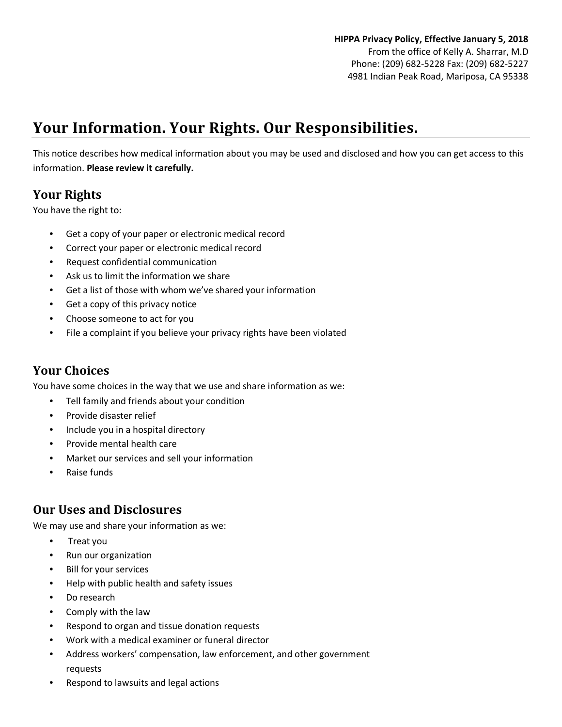**HIPPA Privacy Policy, Effective January 5, 2018**
From the office of Kelly A. Sharrar, M.D
Phone: (209) 682-5228 Fax: (209) 682-5227
4981 Indian Peak Road, Mariposa, CA 95338

# Your Information. Your Rights. Our Responsibilities.

This notice describes how medical information about you may be used and disclosed and how you can get access to this information. **Please review it carefully.**

## Your Rights

You have the right to:

- Get a copy of your paper or electronic medical record
- Correct your paper or electronic medical record
- Request confidential communication
- Ask us to limit the information we share
- Get a list of those with whom we've shared your information
- Get a copy of this privacy notice
- Choose someone to act for you
- File a complaint if you believe your privacy rights have been violated

## Your Choices

You have some choices in the way that we use and share information as we:

- Tell family and friends about your condition
- Provide disaster relief
- Include you in a hospital directory
- Provide mental health care
- Market our services and sell your information
- Raise funds

## Our Uses and Disclosures

We may use and share your information as we:

- Treat you
- Run our organization
- Bill for your services
- Help with public health and safety issues
- Do research
- Comply with the law
- Respond to organ and tissue donation requests
- Work with a medical examiner or funeral director
- Address workers' compensation, law enforcement, and other government requests
- Respond to lawsuits and legal actions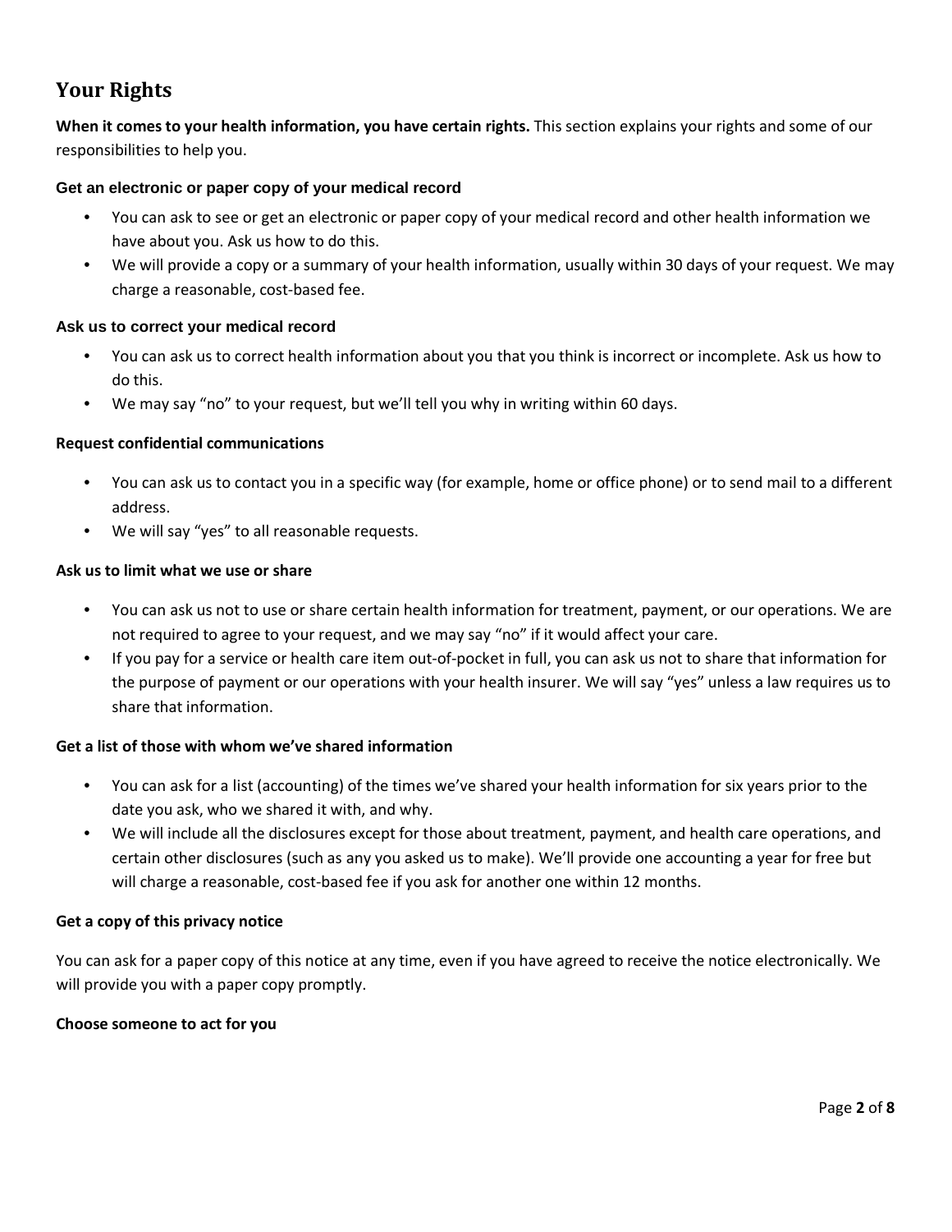## Your Rights

**When it comes to your health information, you have certain rights.** This section explains your rights and some of our responsibilities to help you.

### Get an electronic or paper copy of your medical record

- You can ask to see or get an electronic or paper copy of your medical record and other health information we have about you. Ask us how to do this.
- We will provide a copy or a summary of your health information, usually within 30 days of your request. We may charge a reasonable, cost-based fee.

### Ask us to correct your medical record

- You can ask us to correct health information about you that you think is incorrect or incomplete. Ask us how to do this.
- We may say "no" to your request, but we'll tell you why in writing within 60 days.

### Request confidential communications

- You can ask us to contact you in a specific way (for example, home or office phone) or to send mail to a different address.
- We will say "yes" to all reasonable requests.

### Ask us to limit what we use or share

- You can ask us not to use or share certain health information for treatment, payment, or our operations. We are not required to agree to your request, and we may say "no" if it would affect your care.
- If you pay for a service or health care item out-of-pocket in full, you can ask us not to share that information for the purpose of payment or our operations with your health insurer. We will say "yes" unless a law requires us to share that information.

### Get a list of those with whom we've shared information

- You can ask for a list (accounting) of the times we've shared your health information for six years prior to the date you ask, who we shared it with, and why.
- We will include all the disclosures except for those about treatment, payment, and health care operations, and certain other disclosures (such as any you asked us to make). We'll provide one accounting a year for free but will charge a reasonable, cost-based fee if you ask for another one within 12 months.

### Get a copy of this privacy notice

You can ask for a paper copy of this notice at any time, even if you have agreed to receive the notice electronically. We will provide you with a paper copy promptly.

### Choose someone to act for you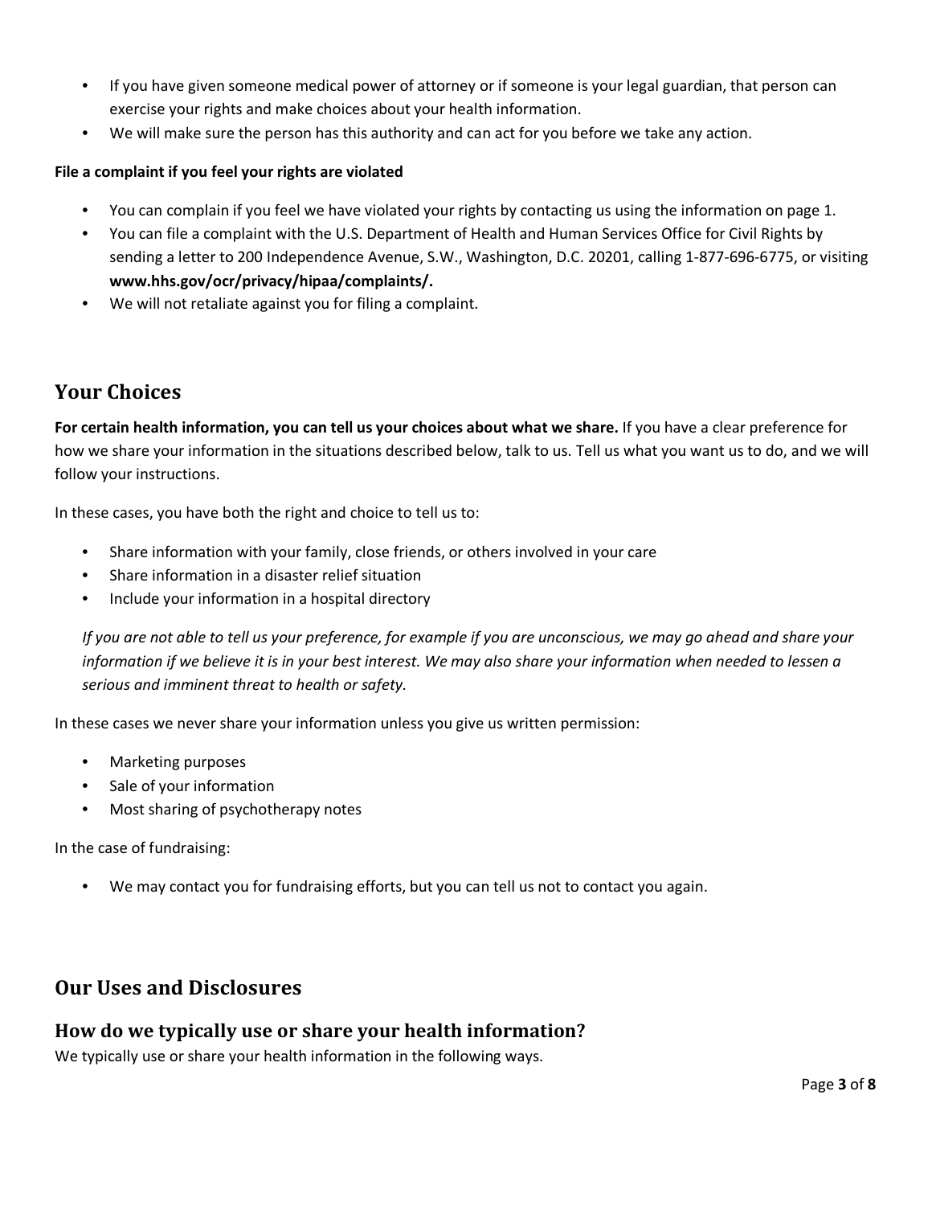- If you have given someone medical power of attorney or if someone is your legal guardian, that person can exercise your rights and make choices about your health information.
- We will make sure the person has this authority and can act for you before we take any action.

**File a complaint if you feel your rights are violated**

- You can complain if you feel we have violated your rights by contacting us using the information on page 1.
- You can file a complaint with the U.S. Department of Health and Human Services Office for Civil Rights by sending a letter to 200 Independence Avenue, S.W., Washington, D.C. 20201, calling 1-877-696-6775, or visiting **www.hhs.gov/ocr/privacy/hipaa/complaints/.**
- We will not retaliate against you for filing a complaint.

## Your Choices

**For certain health information, you can tell us your choices about what we share.** If you have a clear preference for how we share your information in the situations described below, talk to us. Tell us what you want us to do, and we will follow your instructions.

In these cases, you have both the right and choice to tell us to:

- Share information with your family, close friends, or others involved in your care
- Share information in a disaster relief situation
- Include your information in a hospital directory

*If you are not able to tell us your preference, for example if you are unconscious, we may go ahead and share your information if we believe it is in your best interest. We may also share your information when needed to lessen a serious and imminent threat to health or safety.*

In these cases we never share your information unless you give us written permission:

- Marketing purposes
- Sale of your information
- Most sharing of psychotherapy notes

In the case of fundraising:

- We may contact you for fundraising efforts, but you can tell us not to contact you again.

## Our Uses and Disclosures

## How do we typically use or share your health information?

We typically use or share your health information in the following ways.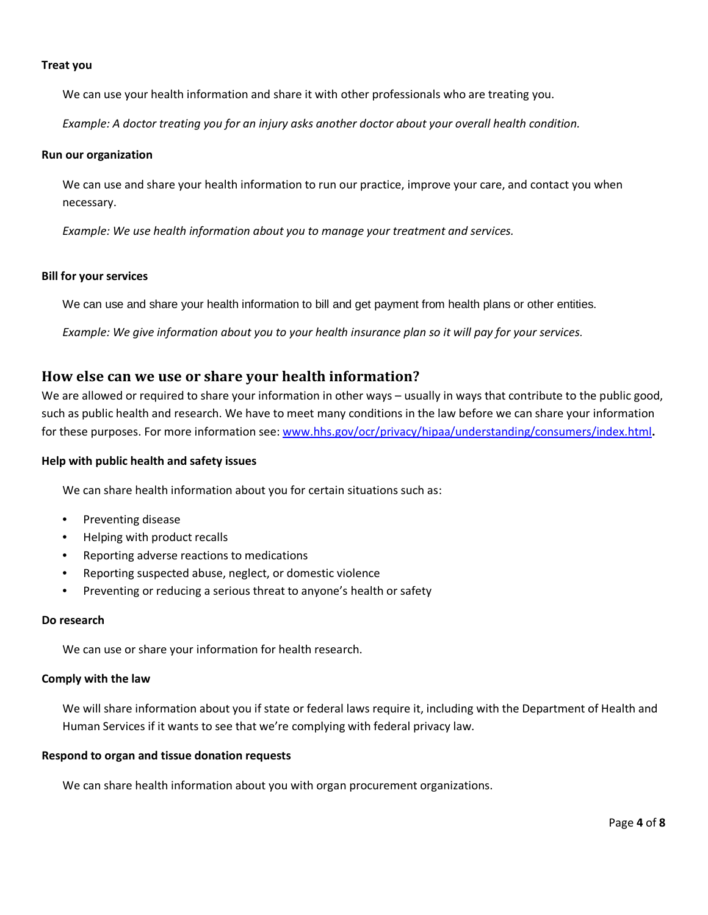**Treat you**

We can use your health information and share it with other professionals who are treating you.

*Example: A doctor treating you for an injury asks another doctor about your overall health condition.*

**Run our organization**

We can use and share your health information to run our practice, improve your care, and contact you when necessary.

*Example: We use health information about you to manage your treatment and services.*

**Bill for your services**

We can use and share your health information to bill and get payment from health plans or other entities.

*Example: We give information about you to your health insurance plan so it will pay for your services.*

## How else can we use or share your health information?

We are allowed or required to share your information in other ways – usually in ways that contribute to the public good, such as public health and research. We have to meet many conditions in the law before we can share your information for these purposes. For more information see: [www.hhs.gov/ocr/privacy/hipaa/understanding/consumers/index.html](http://www.hhs.gov/ocr/privacy/hipaa/understanding/consumers/index.html).

**Help with public health and safety issues**

We can share health information about you for certain situations such as:

- Preventing disease
- Helping with product recalls
- Reporting adverse reactions to medications
- Reporting suspected abuse, neglect, or domestic violence
- Preventing or reducing a serious threat to anyone's health or safety

**Do research**

We can use or share your information for health research.

**Comply with the law**

We will share information about you if state or federal laws require it, including with the Department of Health and Human Services if it wants to see that we're complying with federal privacy law.

**Respond to organ and tissue donation requests**

We can share health information about you with organ procurement organizations.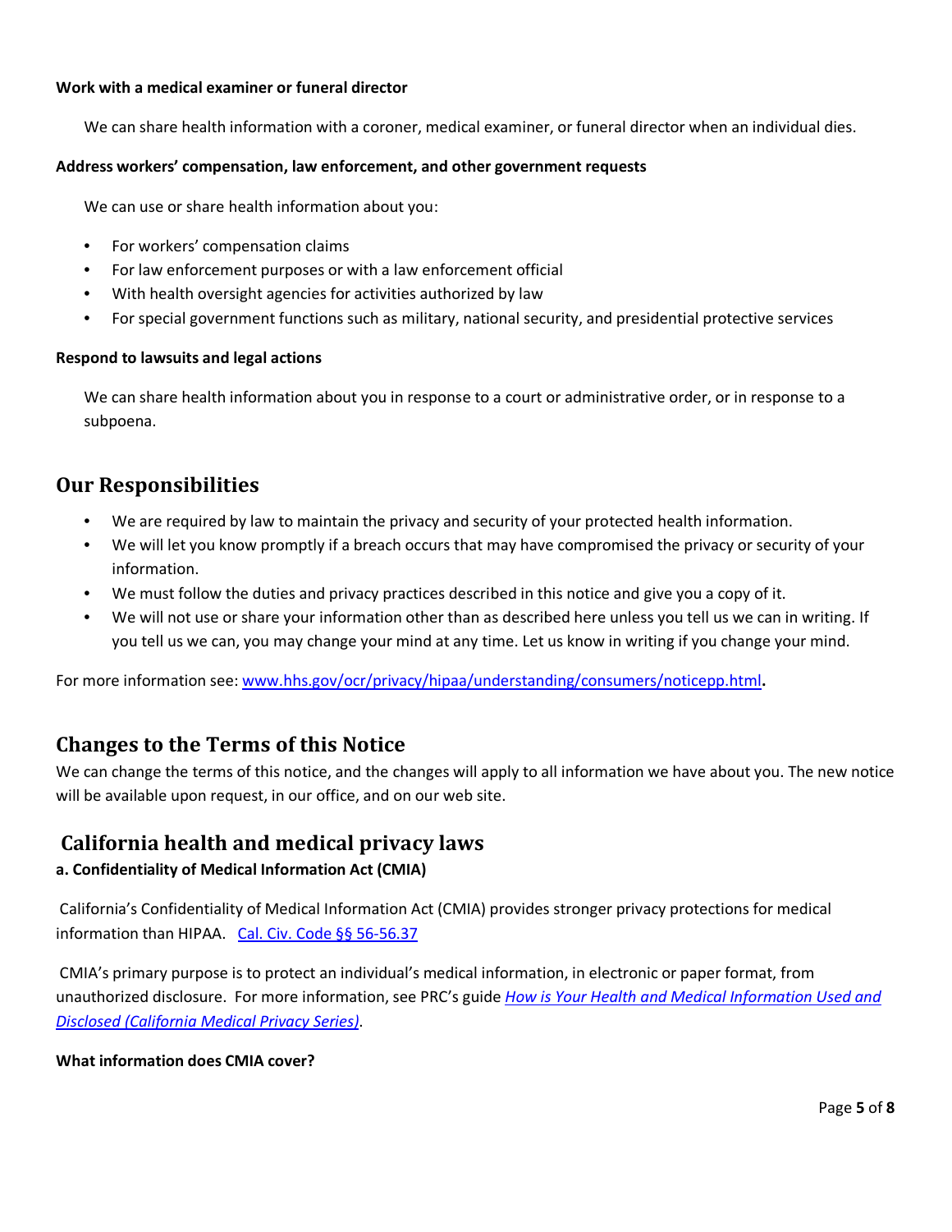**Work with a medical examiner or funeral director**

We can share health information with a coroner, medical examiner, or funeral director when an individual dies.

**Address workers' compensation, law enforcement, and other government requests**

We can use or share health information about you:

- For workers' compensation claims
- For law enforcement purposes or with a law enforcement official
- With health oversight agencies for activities authorized by law
- For special government functions such as military, national security, and presidential protective services

**Respond to lawsuits and legal actions**

We can share health information about you in response to a court or administrative order, or in response to a subpoena.

## Our Responsibilities

- We are required by law to maintain the privacy and security of your protected health information.
- We will let you know promptly if a breach occurs that may have compromised the privacy or security of your information.
- We must follow the duties and privacy practices described in this notice and give you a copy of it.
- We will not use or share your information other than as described here unless you tell us we can in writing. If you tell us we can, you may change your mind at any time. Let us know in writing if you change your mind.

For more information see: www.hhs.gov/ocr/privacy/hipaa/understanding/consumers/noticepp.html**.**

## Changes to the Terms of this Notice

We can change the terms of this notice, and the changes will apply to all information we have about you. The new notice will be available upon request, in our office, and on our web site.

## California health and medical privacy laws

**a. Confidentiality of Medical Information Act (CMIA)**

California's Confidentiality of Medical Information Act (CMIA) provides stronger privacy protections for medical information than HIPAA. Cal. Civ. Code §§ 56-56.37

CMIA's primary purpose is to protect an individual's medical information, in electronic or paper format, from unauthorized disclosure. For more information, see PRC's guide *How is Your Health and Medical Information Used and Disclosed (California Medical Privacy Series)*.

**What information does CMIA cover?**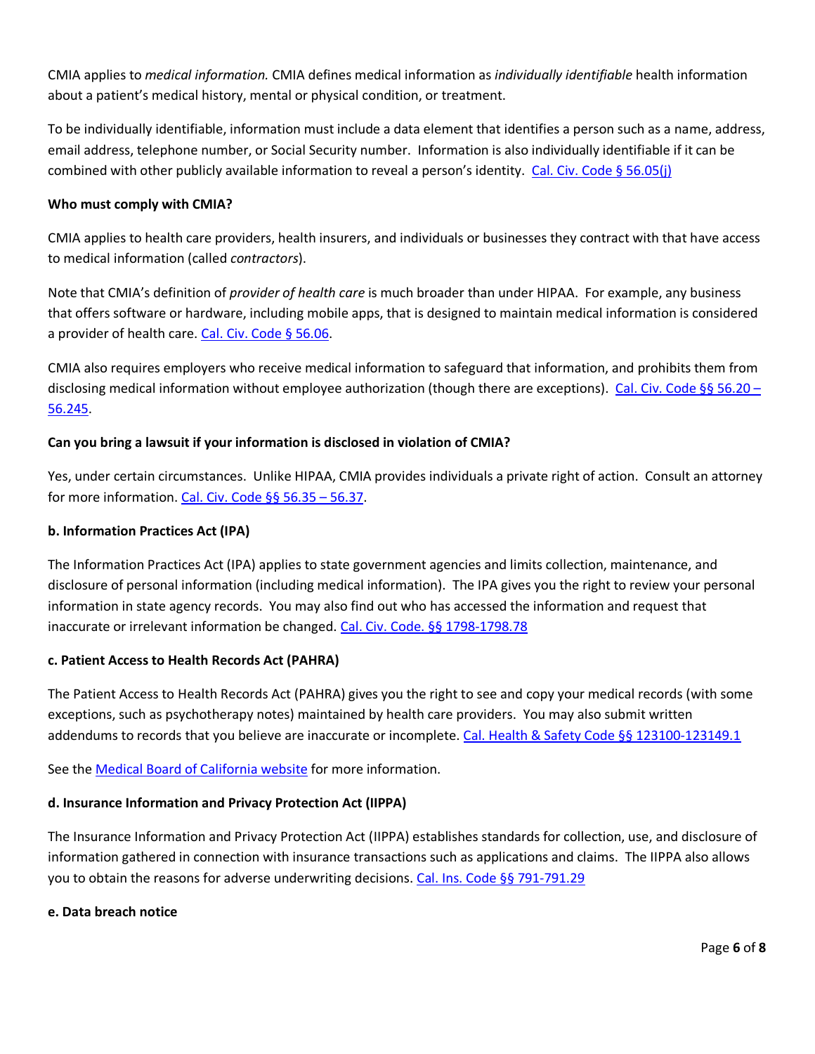CMIA applies to *medical information.* CMIA defines medical information as *individually identifiable* health information about a patient's medical history, mental or physical condition, or treatment.

To be individually identifiable, information must include a data element that identifies a person such as a name, address, email address, telephone number, or Social Security number. Information is also individually identifiable if it can be combined with other publicly available information to reveal a person's identity. [Cal. Civ. Code § 56.05(j)]

**Who must comply with CMIA?**

CMIA applies to health care providers, health insurers, and individuals or businesses they contract with that have access to medical information (called *contractors*).

Note that CMIA's definition of *provider of health care* is much broader than under HIPAA. For example, any business that offers software or hardware, including mobile apps, that is designed to maintain medical information is considered a provider of health care. [Cal. Civ. Code § 56.06].

CMIA also requires employers who receive medical information to safeguard that information, and prohibits them from disclosing medical information without employee authorization (though there are exceptions). [Cal. Civ. Code §§ 56.20 – 56.245].

**Can you bring a lawsuit if your information is disclosed in violation of CMIA?**

Yes, under certain circumstances. Unlike HIPAA, CMIA provides individuals a private right of action. Consult an attorney for more information. [Cal. Civ. Code §§ 56.35 – 56.37].

**b. Information Practices Act (IPA)**

The Information Practices Act (IPA) applies to state government agencies and limits collection, maintenance, and disclosure of personal information (including medical information). The IPA gives you the right to review your personal information in state agency records. You may also find out who has accessed the information and request that inaccurate or irrelevant information be changed. [Cal. Civ. Code. §§ 1798-1798.78]

**c. Patient Access to Health Records Act (PAHRA)**

The Patient Access to Health Records Act (PAHRA) gives you the right to see and copy your medical records (with some exceptions, such as psychotherapy notes) maintained by health care providers. You may also submit written addendums to records that you believe are inaccurate or incomplete. [Cal. Health & Safety Code §§ 123100-123149.1]

See the [Medical Board of California website] for more information.

**d. Insurance Information and Privacy Protection Act (IIPPA)**

The Insurance Information and Privacy Protection Act (IIPPA) establishes standards for collection, use, and disclosure of information gathered in connection with insurance transactions such as applications and claims. The IIPPA also allows you to obtain the reasons for adverse underwriting decisions. [Cal. Ins. Code §§ 791-791.29]

**e. Data breach notice**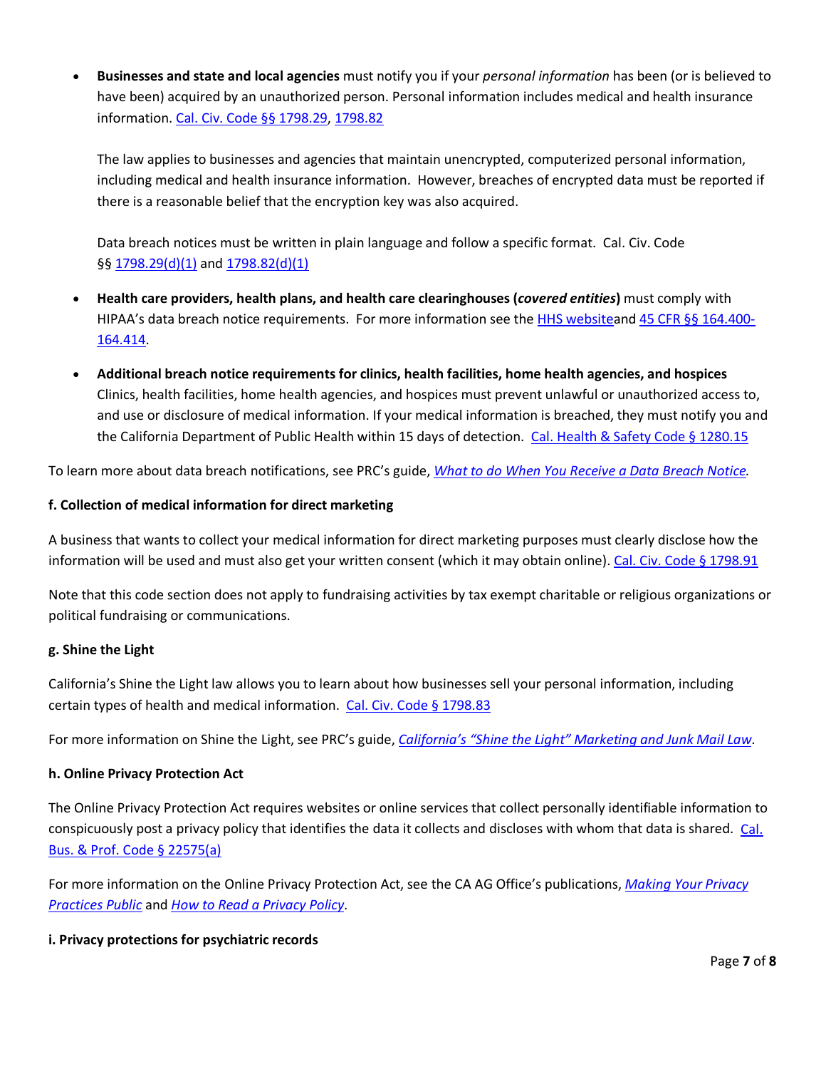- **Businesses and state and local agencies** must notify you if your *personal information* has been (or is believed to have been) acquired by an unauthorized person. Personal information includes medical and health insurance information. [Cal. Civ. Code §§ 1798.29](), [1798.82]()

  The law applies to businesses and agencies that maintain unencrypted, computerized personal information, including medical and health insurance information. However, breaches of encrypted data must be reported if there is a reasonable belief that the encryption key was also acquired.

  Data breach notices must be written in plain language and follow a specific format. Cal. Civ. Code §§ [1798.29(d)(1)]() and [1798.82(d)(1)]()

- **Health care providers, health plans, and health care clearinghouses (*covered entities*)** must comply with HIPAA's data breach notice requirements. For more information see the [HHS website]()and [45 CFR §§ 164.400-164.414]().

- **Additional breach notice requirements for clinics, health facilities, home health agencies, and hospices** Clinics, health facilities, home health agencies, and hospices must prevent unlawful or unauthorized access to, and use or disclosure of medical information. If your medical information is breached, they must notify you and the California Department of Public Health within 15 days of detection. [Cal. Health & Safety Code § 1280.15]()

To learn more about data breach notifications, see PRC's guide, [*What to do When You Receive a Data Breach Notice*]().

#### f. Collection of medical information for direct marketing

A business that wants to collect your medical information for direct marketing purposes must clearly disclose how the information will be used and must also get your written consent (which it may obtain online). [Cal. Civ. Code § 1798.91]()

Note that this code section does not apply to fundraising activities by tax exempt charitable or religious organizations or political fundraising or communications.

#### g. Shine the Light

California's Shine the Light law allows you to learn about how businesses sell your personal information, including certain types of health and medical information. [Cal. Civ. Code § 1798.83]()

For more information on Shine the Light, see PRC's guide, [*California's "Shine the Light" Marketing and Junk Mail Law*]().

#### h. Online Privacy Protection Act

The Online Privacy Protection Act requires websites or online services that collect personally identifiable information to conspicuously post a privacy policy that identifies the data it collects and discloses with whom that data is shared. [Cal. Bus. & Prof. Code § 22575(a)]()

For more information on the Online Privacy Protection Act, see the CA AG Office's publications, [*Making Your Privacy Practices Public*]() and [*How to Read a Privacy Policy*]().

#### i. Privacy protections for psychiatric records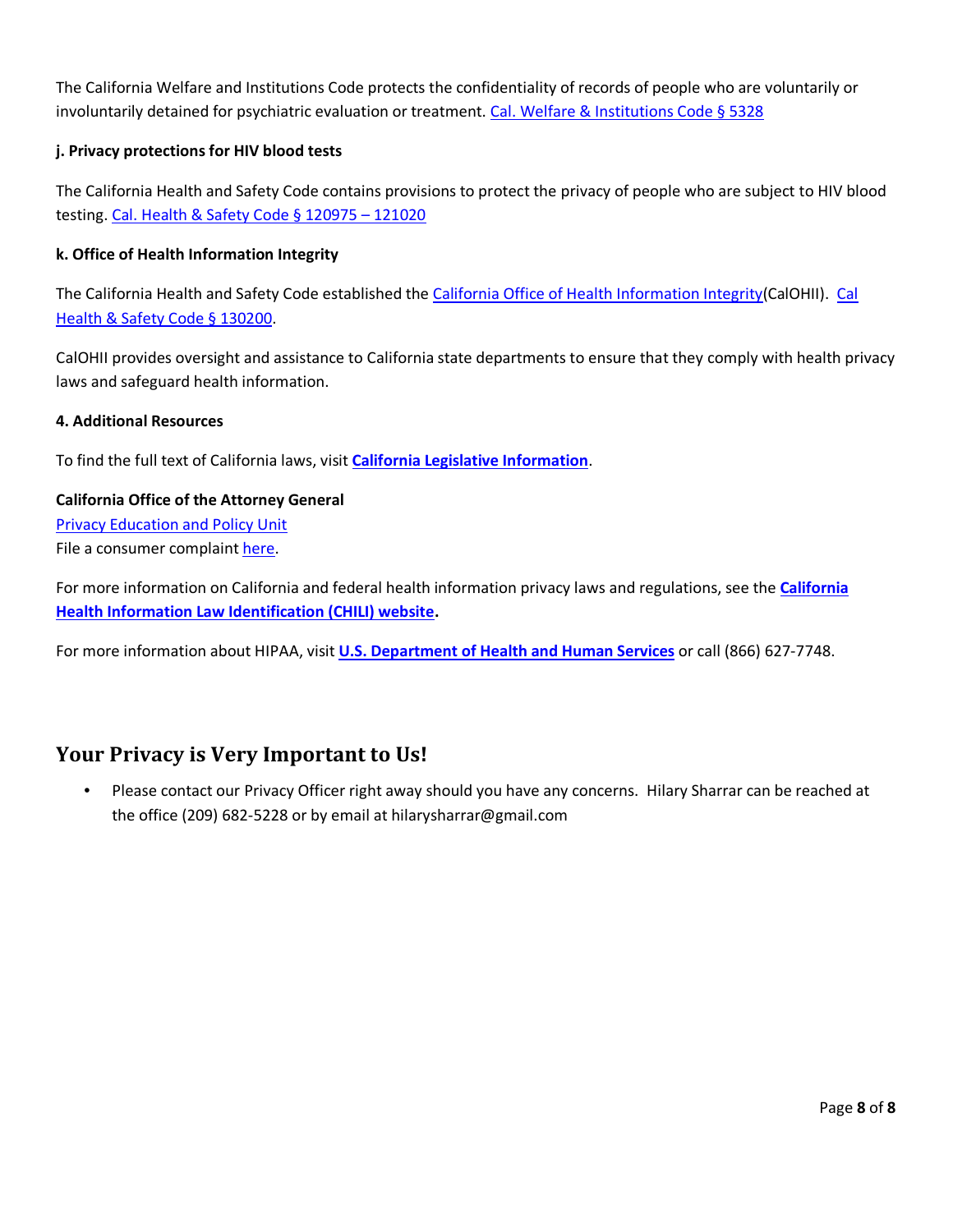The California Welfare and Institutions Code protects the confidentiality of records of people who are voluntarily or involuntarily detained for psychiatric evaluation or treatment. [Cal. Welfare & Institutions Code § 5328]

#### j. Privacy protections for HIV blood tests

The California Health and Safety Code contains provisions to protect the privacy of people who are subject to HIV blood testing. [Cal. Health & Safety Code § 120975 – 121020]

#### k. Office of Health Information Integrity

The California Health and Safety Code established the [California Office of Health Information Integrity](CalOHII). [Cal Health & Safety Code § 130200].

CalOHII provides oversight and assistance to California state departments to ensure that they comply with health privacy laws and safeguard health information.

### 4. Additional Resources

To find the full text of California laws, visit **[California Legislative Information]**.

**California Office of the Attorney General**
[Privacy Education and Policy Unit]
File a consumer complaint [here].

For more information on California and federal health information privacy laws and regulations, see the **[California Health Information Law Identification (CHILI) website].**

For more information about HIPAA, visit **[U.S. Department of Health and Human Services]** or call (866) 627-7748.

## Your Privacy is Very Important to Us!

- Please contact our Privacy Officer right away should you have any concerns. Hilary Sharrar can be reached at the office (209) 682-5228 or by email at hilarysharrar@gmail.com